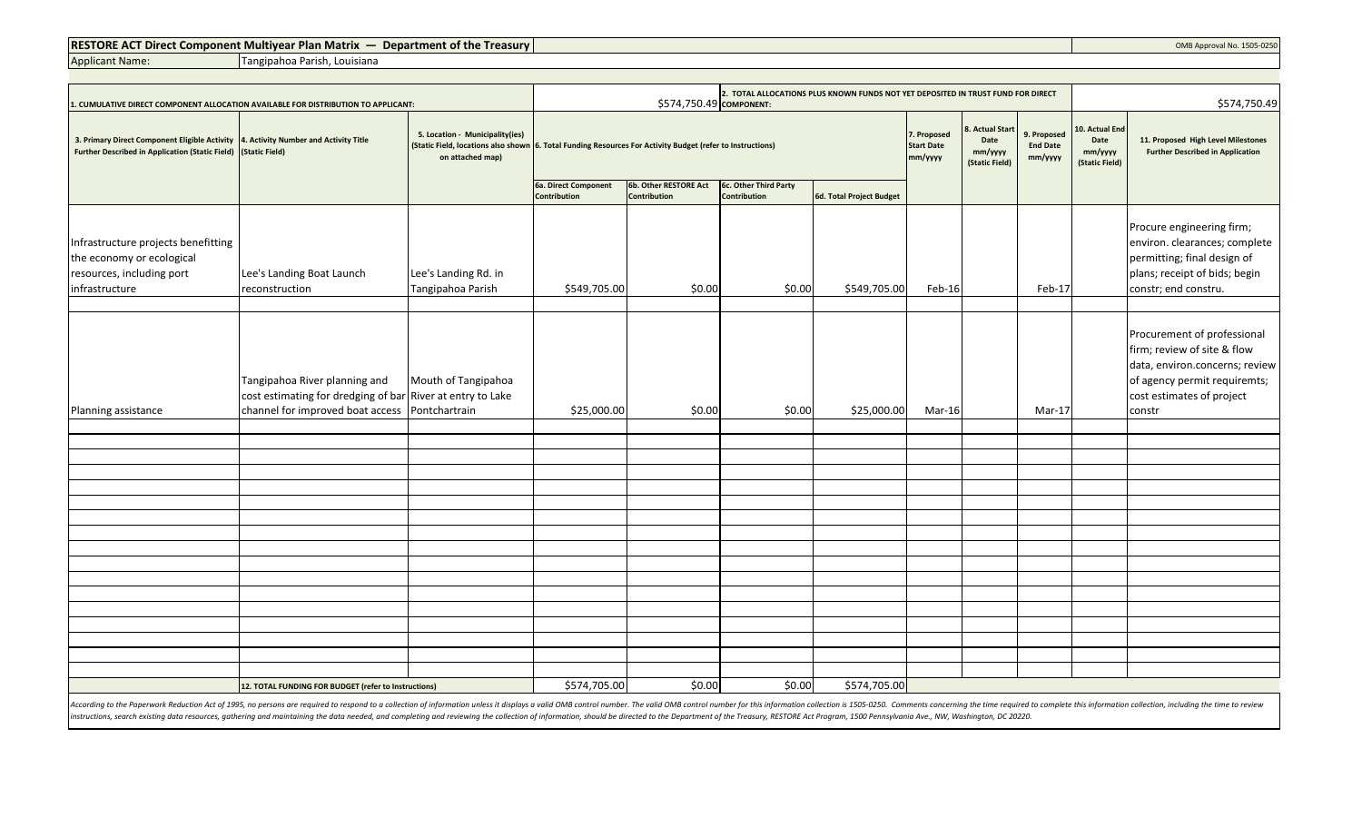**RESTORE ACT Direct Component Multiyear Plan Matrix — Department of the Treasury**

OMB Approval No. 1505-0250

Applicant Name: Tangipahoa Parish, Louisiana

| 1. CUMULATIVE DIRECT COMPONENT ALLOCATION AVAILABLE FOR DISTRIBUTION TO APPLICANT: | | | $574,750.49 | | 2. TOTAL ALLOCATIONS PLUS KNOWN FUNDS NOT YET DEPOSITED IN TRUST FUND FOR DIRECT COMPONENT: | | | | | | $574,750.49 |
|---|---|---|---|---|---|---|---|---|---|---|---|
| 3. Primary Direct Component Eligible Activity Further Described in Application (Static Field) | 4. Activity Number and Activity Title (Static Field) | 5. Location - Municipality(ies) (Static Field, locations also shown on attached map) | 6. Total Funding Resources For Activity Budget (refer to Instructions) | | | | 7. Proposed Start Date mm/yyyy | 8. Actual Start Date mm/yyyy (Static Field) | 9. Proposed End Date mm/yyyy | 10. Actual End Date mm/yyyy (Static Field) | 11. Proposed High Level Milestones Further Described in Application |
| | | | 6a. Direct Component Contribution | 6b. Other RESTORE Act Contribution | 6c. Other Third Party Contribution | 6d. Total Project Budget | | | | | |
| Infrastructure projects benefitting the economy or ecological resources, including port infrastructure | Lee's Landing Boat Launch reconstruction | Lee's Landing Rd. in Tangipahoa Parish | $549,705.00 | $0.00 | $0.00 | $549,705.00 | Feb-16 | | Feb-17 | | Procure engineering firm; environ. clearances; complete permitting; final design of plans; receipt of bids; begin constr; end constru. |
| Planning assistance | Tangipahoa River planning and cost estimating for dredging of bar channel for improved boat access | Mouth of Tangipahoa River at entry to Lake Pontchartrain | $25,000.00 | $0.00 | $0.00 | $25,000.00 | Mar-16 | | Mar-17 | | Procurement of professional firm; review of site & flow data, environ.concerns; review of agency permit requiremts; cost estimates of project constr |
| | 12. TOTAL FUNDING FOR BUDGET (refer to Instructions) | | $574,705.00 | $0.00 | $0.00 | $574,705.00 | | | | | |

*According to the Paperwork Reduction Act of 1995, no persons are required to respond to a collection of information unless it displays a valid OMB control number. The valid OMB control number for this information collection is 1505-0250. Comments concerning the time required to complete this information collection, including the time to review instructions, search existing data resources, gathering and maintaining the data needed, and completing and reviewing the collection of information, should be directed to the Department of the Treasury, RESTORE Act Program, 1500 Pennsylvania Ave., NW, Washington, DC 20220.*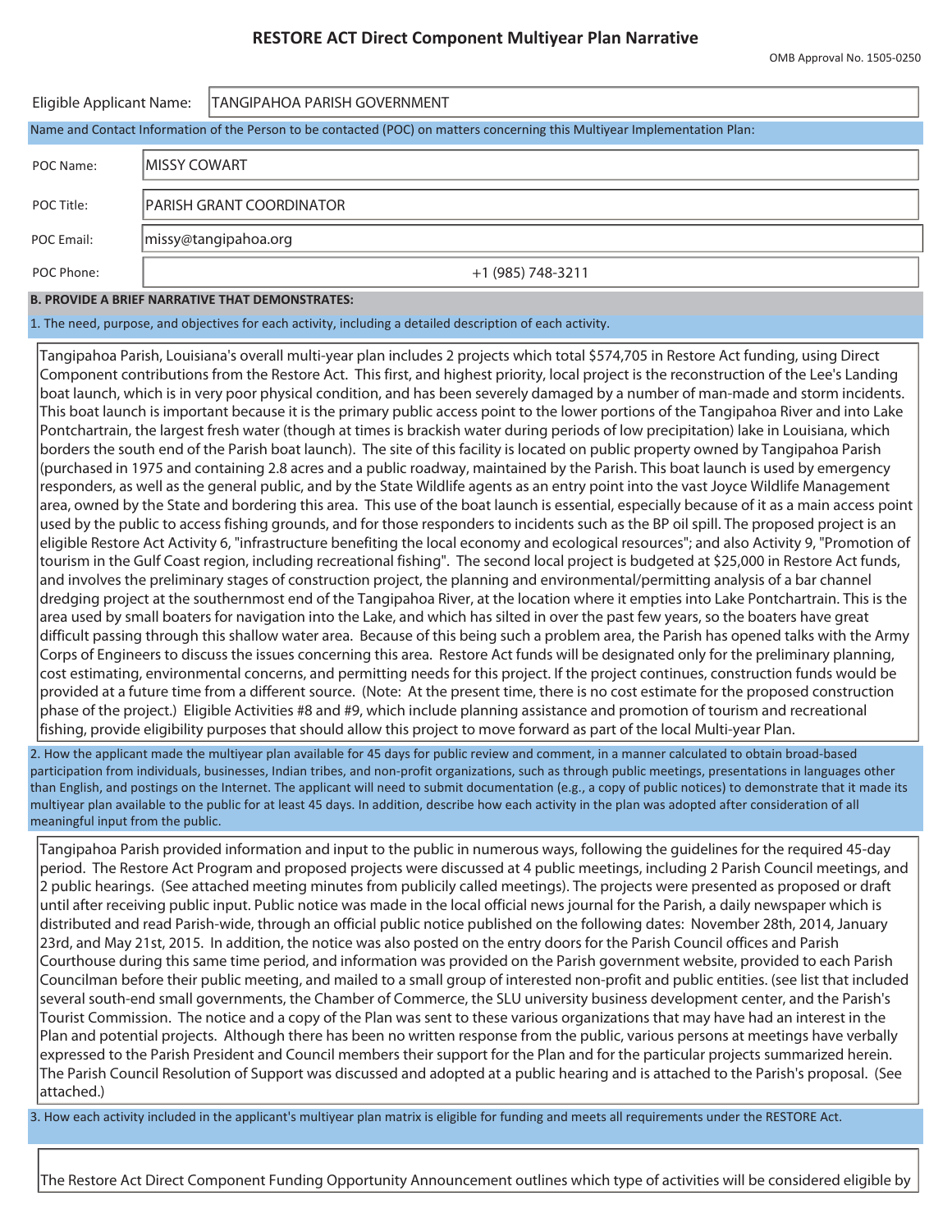## RESTORE ACT Direct Component Multiyear Plan Narrative

OMB Approval No. 1505-0250

| | |
|---|---|
| Eligible Applicant Name: | TANGIPAHOA PARISH GOVERNMENT |

Name and Contact Information of the Person to be contacted (POC) on matters concerning this Multiyear Implementation Plan:

| | |
|---|---|
| POC Name: | MISSY COWART |
| POC Title: | PARISH GRANT COORDINATOR |
| POC Email: | missy@tangipahoa.org |
| POC Phone: | +1 (985) 748-3211 |

**B. PROVIDE A BRIEF NARRATIVE THAT DEMONSTRATES:**

1. The need, purpose, and objectives for each activity, including a detailed description of each activity.

Tangipahoa Parish, Louisiana's overall multi-year plan includes 2 projects which total $574,705 in Restore Act funding, using Direct Component contributions from the Restore Act. This first, and highest priority, local project is the reconstruction of the Lee's Landing boat launch, which is in very poor physical condition, and has been severely damaged by a number of man-made and storm incidents. This boat launch is important because it is the primary public access point to the lower portions of the Tangipahoa River and into Lake Pontchartrain, the largest fresh water (though at times is brackish water during periods of low precipitation) lake in Louisiana, which borders the south end of the Parish boat launch). The site of this facility is located on public property owned by Tangipahoa Parish (purchased in 1975 and containing 2.8 acres and a public roadway, maintained by the Parish. This boat launch is used by emergency responders, as well as the general public, and by the State Wildlife agents as an entry point into the vast Joyce Wildlife Management area, owned by the State and bordering this area. This use of the boat launch is essential, especially because of it as a main access point used by the public to access fishing grounds, and for those responders to incidents such as the BP oil spill. The proposed project is an eligible Restore Act Activity 6, "infrastructure benefiting the local economy and ecological resources"; and also Activity 9, "Promotion of tourism in the Gulf Coast region, including recreational fishing". The second local project is budgeted at $25,000 in Restore Act funds, and involves the preliminary stages of construction project, the planning and environmental/permitting analysis of a bar channel dredging project at the southernmost end of the Tangipahoa River, at the location where it empties into Lake Pontchartrain. This is the area used by small boaters for navigation into the Lake, and which has silted in over the past few years, so the boaters have great difficult passing through this shallow water area. Because of this being such a problem area, the Parish has opened talks with the Army Corps of Engineers to discuss the issues concerning this area. Restore Act funds will be designated only for the preliminary planning, cost estimating, environmental concerns, and permitting needs for this project. If the project continues, construction funds would be provided at a future time from a different source. (Note: At the present time, there is no cost estimate for the proposed construction phase of the project.) Eligible Activities #8 and #9, which include planning assistance and promotion of tourism and recreational fishing, provide eligibility purposes that should allow this project to move forward as part of the local Multi-year Plan.

2. How the applicant made the multiyear plan available for 45 days for public review and comment, in a manner calculated to obtain broad-based participation from individuals, businesses, Indian tribes, and non-profit organizations, such as through public meetings, presentations in languages other than English, and postings on the Internet. The applicant will need to submit documentation (e.g., a copy of public notices) to demonstrate that it made its multiyear plan available to the public for at least 45 days. In addition, describe how each activity in the plan was adopted after consideration of all meaningful input from the public.

Tangipahoa Parish provided information and input to the public in numerous ways, following the guidelines for the required 45-day period. The Restore Act Program and proposed projects were discussed at 4 public meetings, including 2 Parish Council meetings, and 2 public hearings. (See attached meeting minutes from publicily called meetings). The projects were presented as proposed or draft until after receiving public input. Public notice was made in the local official news journal for the Parish, a daily newspaper which is distributed and read Parish-wide, through an official public notice published on the following dates: November 28th, 2014, January 23rd, and May 21st, 2015. In addition, the notice was also posted on the entry doors for the Parish Council offices and Parish Courthouse during this same time period, and information was provided on the Parish government website, provided to each Parish Councilman before their public meeting, and mailed to a small group of interested non-profit and public entities. (see list that included several south-end small governments, the Chamber of Commerce, the SLU university business development center, and the Parish's Tourist Commission. The notice and a copy of the Plan was sent to these various organizations that may have had an interest in the Plan and potential projects. Although there has been no written response from the public, various persons at meetings have verbally expressed to the Parish President and Council members their support for the Plan and for the particular projects summarized herein. The Parish Council Resolution of Support was discussed and adopted at a public hearing and is attached to the Parish's proposal. (See attached.)

3. How each activity included in the applicant's multiyear plan matrix is eligible for funding and meets all requirements under the RESTORE Act.

The Restore Act Direct Component Funding Opportunity Announcement outlines which type of activities will be considered eligible by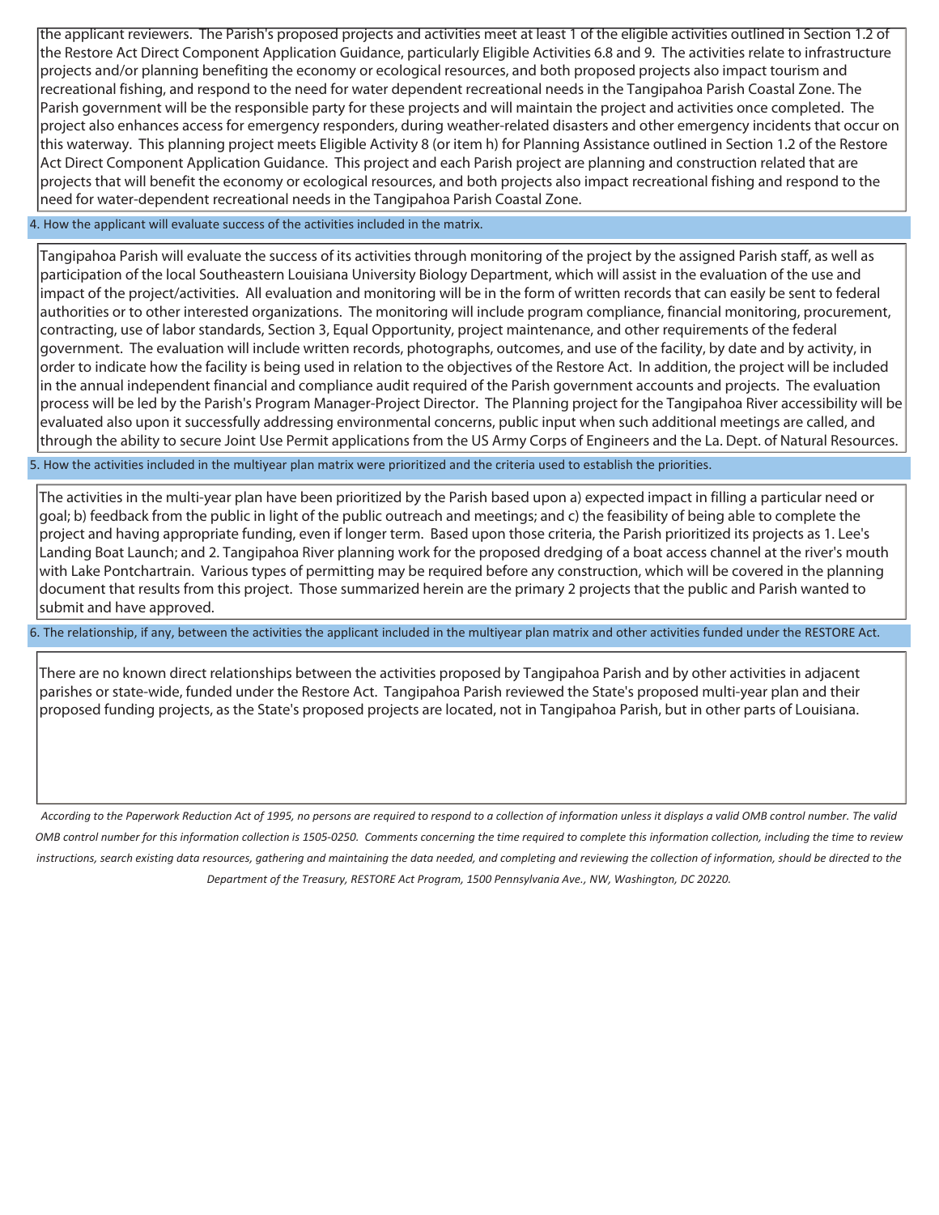the applicant reviewers. The Parish's proposed projects and activities meet at least 1 of the eligible activities outlined in Section 1.2 of the Restore Act Direct Component Application Guidance, particularly Eligible Activities 6.8 and 9. The activities relate to infrastructure projects and/or planning benefiting the economy or ecological resources, and both proposed projects also impact tourism and recreational fishing, and respond to the need for water dependent recreational needs in the Tangipahoa Parish Coastal Zone. The Parish government will be the responsible party for these projects and will maintain the project and activities once completed. The project also enhances access for emergency responders, during weather-related disasters and other emergency incidents that occur on this waterway. This planning project meets Eligible Activity 8 (or item h) for Planning Assistance outlined in Section 1.2 of the Restore Act Direct Component Application Guidance. This project and each Parish project are planning and construction related that are projects that will benefit the economy or ecological resources, and both projects also impact recreational fishing and respond to the need for water-dependent recreational needs in the Tangipahoa Parish Coastal Zone.

**4. How the applicant will evaluate success of the activities included in the matrix.**

Tangipahoa Parish will evaluate the success of its activities through monitoring of the project by the assigned Parish staff, as well as participation of the local Southeastern Louisiana University Biology Department, which will assist in the evaluation of the use and impact of the project/activities. All evaluation and monitoring will be in the form of written records that can easily be sent to federal authorities or to other interested organizations. The monitoring will include program compliance, financial monitoring, procurement, contracting, use of labor standards, Section 3, Equal Opportunity, project maintenance, and other requirements of the federal government. The evaluation will include written records, photographs, outcomes, and use of the facility, by date and by activity, in order to indicate how the facility is being used in relation to the objectives of the Restore Act. In addition, the project will be included in the annual independent financial and compliance audit required of the Parish government accounts and projects. The evaluation process will be led by the Parish's Program Manager-Project Director. The Planning project for the Tangipahoa River accessibility will be evaluated also upon it successfully addressing environmental concerns, public input when such additional meetings are called, and through the ability to secure Joint Use Permit applications from the US Army Corps of Engineers and the La. Dept. of Natural Resources.

**5. How the activities included in the multiyear plan matrix were prioritized and the criteria used to establish the priorities.**

The activities in the multi-year plan have been prioritized by the Parish based upon a) expected impact in filling a particular need or goal; b) feedback from the public in light of the public outreach and meetings; and c) the feasibility of being able to complete the project and having appropriate funding, even if longer term. Based upon those criteria, the Parish prioritized its projects as 1. Lee's Landing Boat Launch; and 2. Tangipahoa River planning work for the proposed dredging of a boat access channel at the river's mouth with Lake Pontchartrain. Various types of permitting may be required before any construction, which will be covered in the planning document that results from this project. Those summarized herein are the primary 2 projects that the public and Parish wanted to submit and have approved.

**6. The relationship, if any, between the activities the applicant included in the multiyear plan matrix and other activities funded under the RESTORE Act.**

There are no known direct relationships between the activities proposed by Tangipahoa Parish and by other activities in adjacent parishes or state-wide, funded under the Restore Act. Tangipahoa Parish reviewed the State's proposed multi-year plan and their proposed funding projects, as the State's proposed projects are located, not in Tangipahoa Parish, but in other parts of Louisiana.

*According to the Paperwork Reduction Act of 1995, no persons are required to respond to a collection of information unless it displays a valid OMB control number. The valid OMB control number for this information collection is 1505-0250. Comments concerning the time required to complete this information collection, including the time to review instructions, search existing data resources, gathering and maintaining the data needed, and completing and reviewing the collection of information, should be directed to the Department of the Treasury, RESTORE Act Program, 1500 Pennsylvania Ave., NW, Washington, DC 20220.*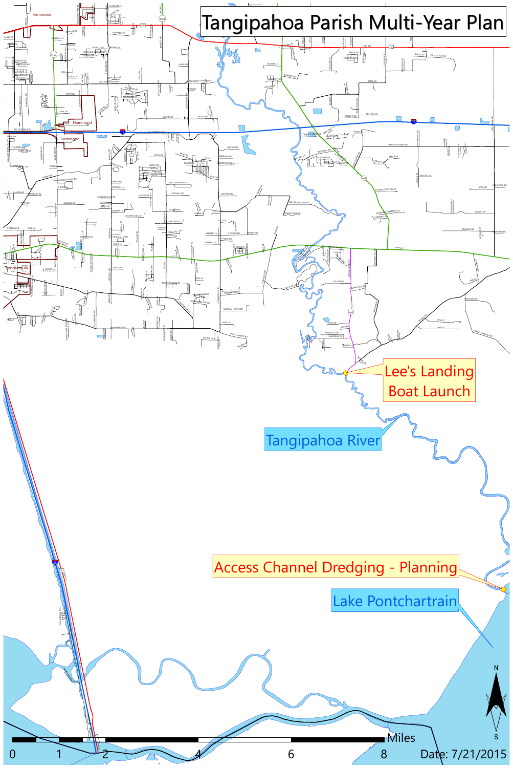# Tangipahoa Parish Multi-Year Plan

Lee's Landing Boat Launch

Tangipahoa River

Access Channel Dredging - Planning

Lake Pontchartrain

Hammond

Ponchatoula

0 1 2 4 6 8 Miles

N

S

Date: 7/21/2015